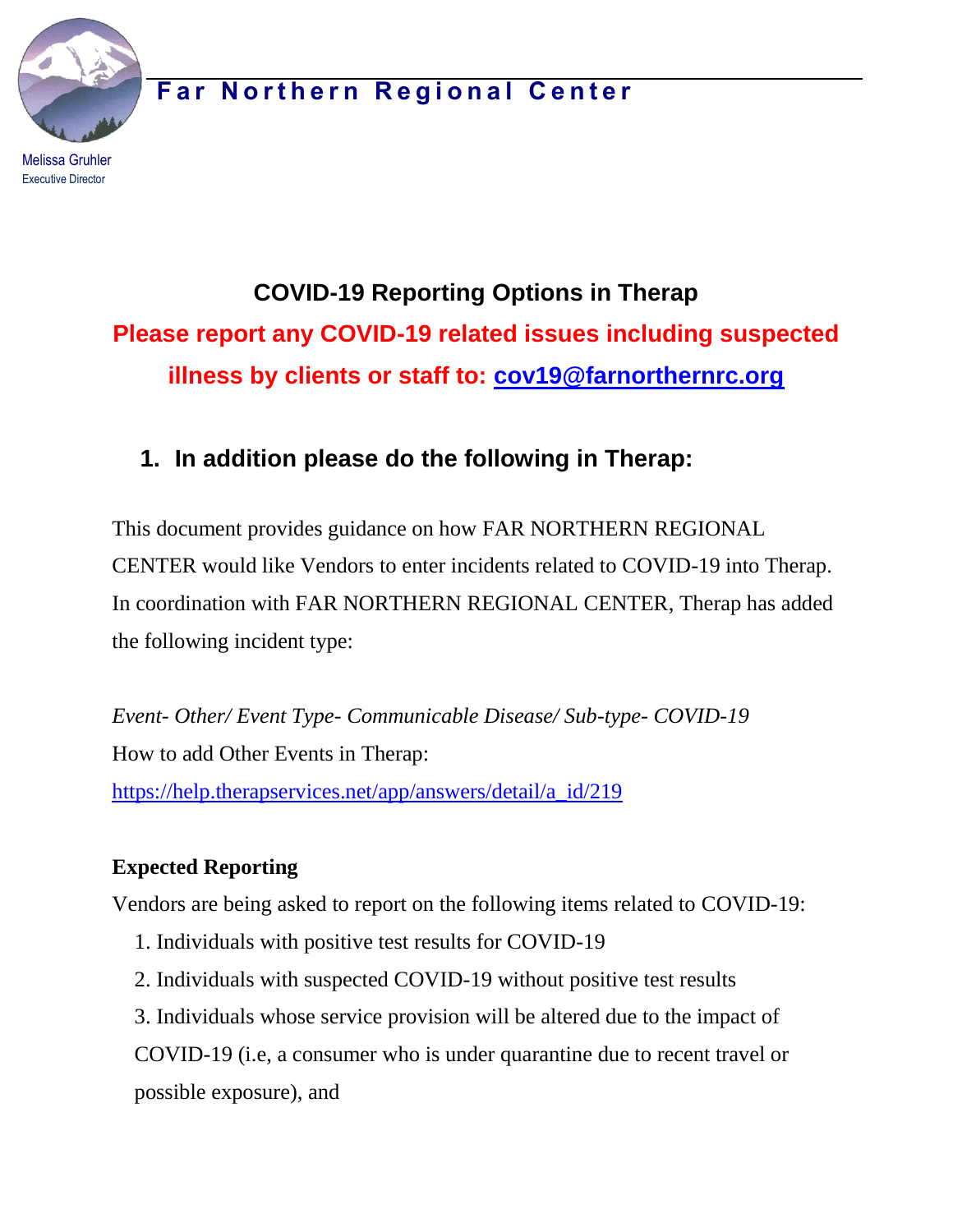# Far Northern Regional Center

Melissa Gruhler
Executive Director

## COVID-19 Reporting Options in Therap

**Please report any COVID-19 related issues including suspected illness by clients or staff to: [cov19@farnorthernrc.org](mailto:cov19@farnorthernrc.org)**

### 1. In addition please do the following in Therap:

This document provides guidance on how FAR NORTHERN REGIONAL CENTER would like Vendors to enter incidents related to COVID-19 into Therap. In coordination with FAR NORTHERN REGIONAL CENTER, Therap has added the following incident type:

*Event- Other/ Event Type- Communicable Disease/ Sub-type- COVID-19*

How to add Other Events in Therap:
[https://help.therapservices.net/app/answers/detail/a_id/219](https://help.therapservices.net/app/answers/detail/a_id/219)

**Expected Reporting**

Vendors are being asked to report on the following items related to COVID-19:

1. Individuals with positive test results for COVID-19
2. Individuals with suspected COVID-19 without positive test results
3. Individuals whose service provision will be altered due to the impact of COVID-19 (i.e, a consumer who is under quarantine due to recent travel or possible exposure), and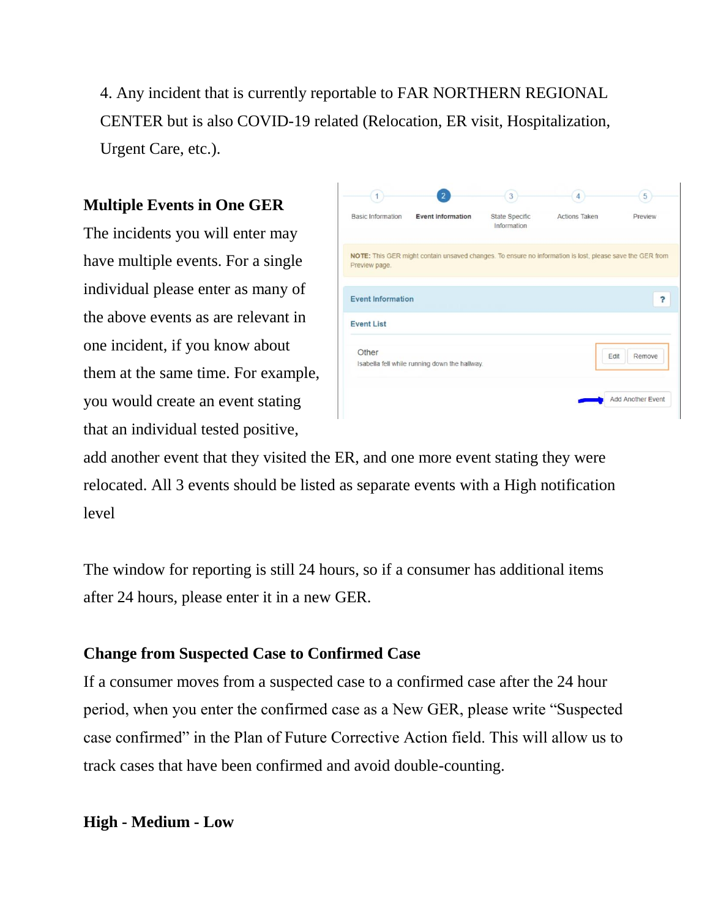4. Any incident that is currently reportable to FAR NORTHERN REGIONAL CENTER but is also COVID-19 related (Relocation, ER visit, Hospitalization, Urgent Care, etc.).

**Multiple Events in One GER**

The incidents you will enter may have multiple events. For a single individual please enter as many of the above events as are relevant in one incident, if you know about them at the same time. For example, you would create an event stating that an individual tested positive, add another event that they visited the ER, and one more event stating they were relocated. All 3 events should be listed as separate events with a High notification level

The window for reporting is still 24 hours, so if a consumer has additional items after 24 hours, please enter it in a new GER.

**Change from Suspected Case to Confirmed Case**

If a consumer moves from a suspected case to a confirmed case after the 24 hour period, when you enter the confirmed case as a New GER, please write "Suspected case confirmed" in the Plan of Future Corrective Action field. This will allow us to track cases that have been confirmed and avoid double-counting.

**High - Medium - Low**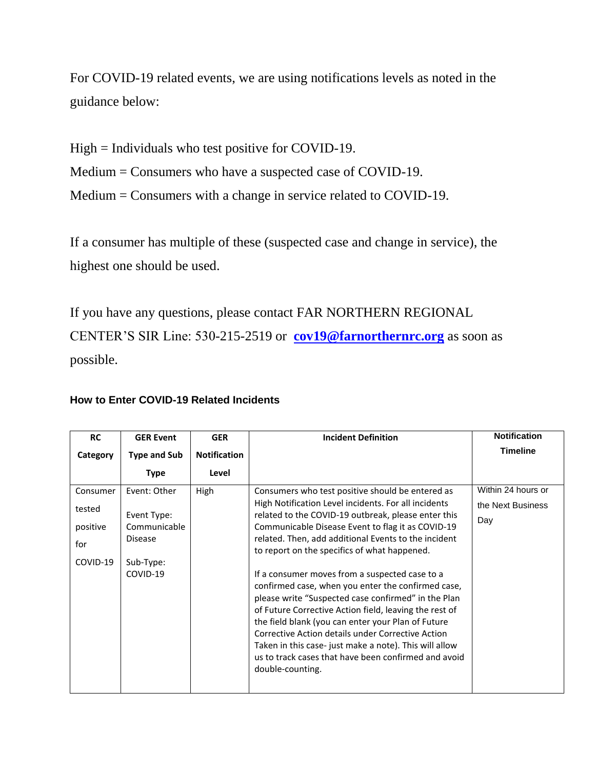For COVID-19 related events, we are using notifications levels as noted in the guidance below:

High = Individuals who test positive for COVID-19.
Medium = Consumers who have a suspected case of COVID-19.
Medium = Consumers with a change in service related to COVID-19.

If a consumer has multiple of these (suspected case and change in service), the highest one should be used.

If you have any questions, please contact FAR NORTHERN REGIONAL CENTER'S SIR Line: 530-215-2519 or **cov19@farnorthernrc.org** as soon as possible.

### How to Enter COVID-19 Related Incidents

| RC Category | GER Event Type and Sub Type | GER Notification Level | Incident Definition | Notification Timeline |
|---|---|---|---|---|
| Consumer tested positive for COVID-19 | Event: Other<br><br>Event Type: Communicable Disease<br><br>Sub-Type: COVID-19 | High | Consumers who test positive should be entered as High Notification Level incidents. For all incidents related to the COVID-19 outbreak, please enter this Communicable Disease Event to flag it as COVID-19 related. Then, add additional Events to the incident to report on the specifics of what happened.<br><br>If a consumer moves from a suspected case to a confirmed case, when you enter the confirmed case, please write "Suspected case confirmed" in the Plan of Future Corrective Action field, leaving the rest of the field blank (you can enter your Plan of Future Corrective Action details under Corrective Action Taken in this case- just make a note). This will allow us to track cases that have been confirmed and avoid double-counting. | Within 24 hours or the Next Business Day |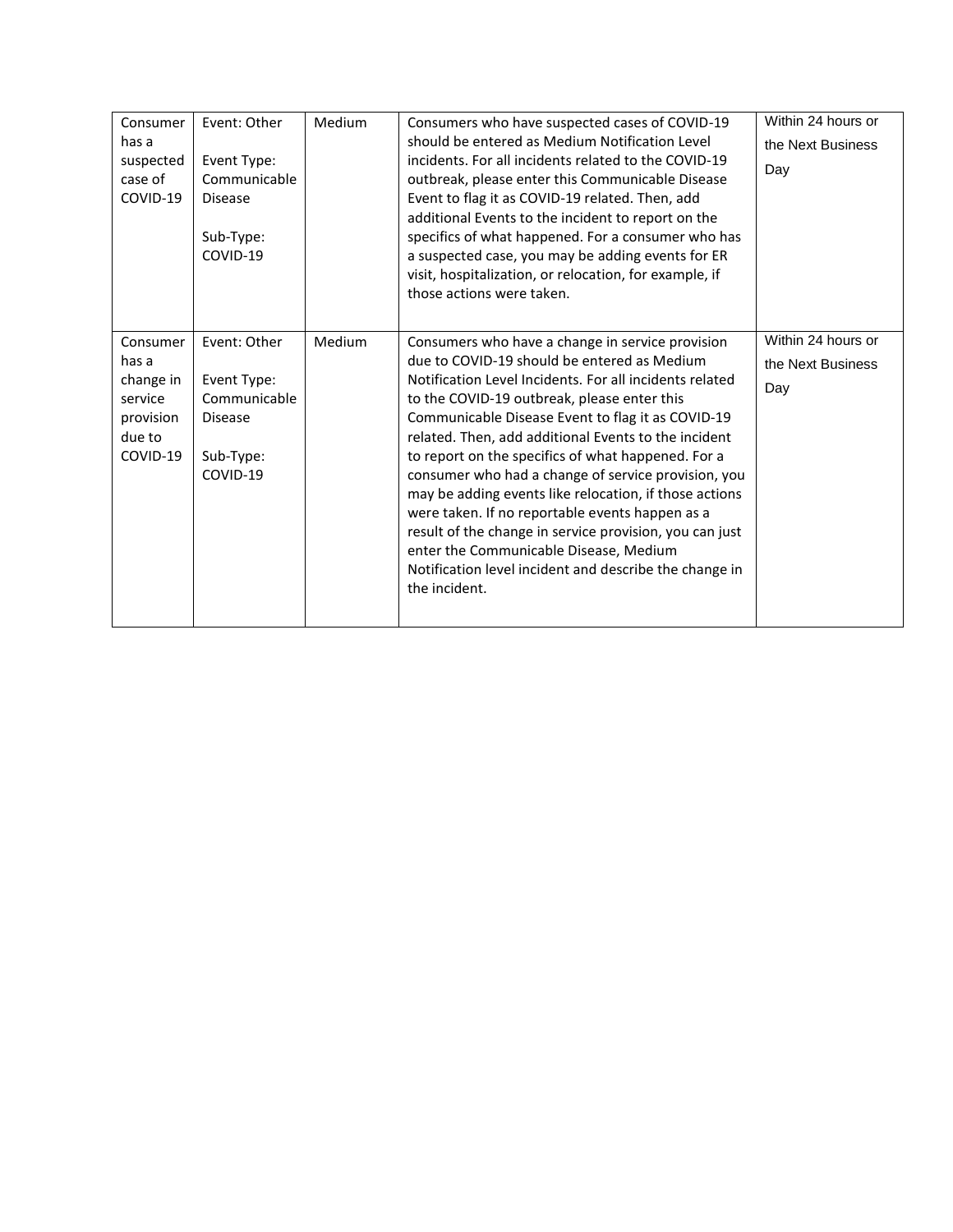| | | | | |
|---|---|---|---|---|
| Consumer has a suspected case of COVID-19 | Event: Other<br><br>Event Type: Communicable Disease<br><br>Sub-Type: COVID-19 | Medium | Consumers who have suspected cases of COVID-19 should be entered as Medium Notification Level incidents. For all incidents related to the COVID-19 outbreak, please enter this Communicable Disease Event to flag it as COVID-19 related. Then, add additional Events to the incident to report on the specifics of what happened. For a consumer who has a suspected case, you may be adding events for ER visit, hospitalization, or relocation, for example, if those actions were taken. | Within 24 hours or the Next Business Day |
| Consumer has a change in service provision due to COVID-19 | Event: Other<br><br>Event Type: Communicable Disease<br><br>Sub-Type: COVID-19 | Medium | Consumers who have a change in service provision due to COVID-19 should be entered as Medium Notification Level Incidents. For all incidents related to the COVID-19 outbreak, please enter this Communicable Disease Event to flag it as COVID-19 related. Then, add additional Events to the incident to report on the specifics of what happened. For a consumer who had a change of service provision, you may be adding events like relocation, if those actions were taken. If no reportable events happen as a result of the change in service provision, you can just enter the Communicable Disease, Medium Notification level incident and describe the change in the incident. | Within 24 hours or the Next Business Day |